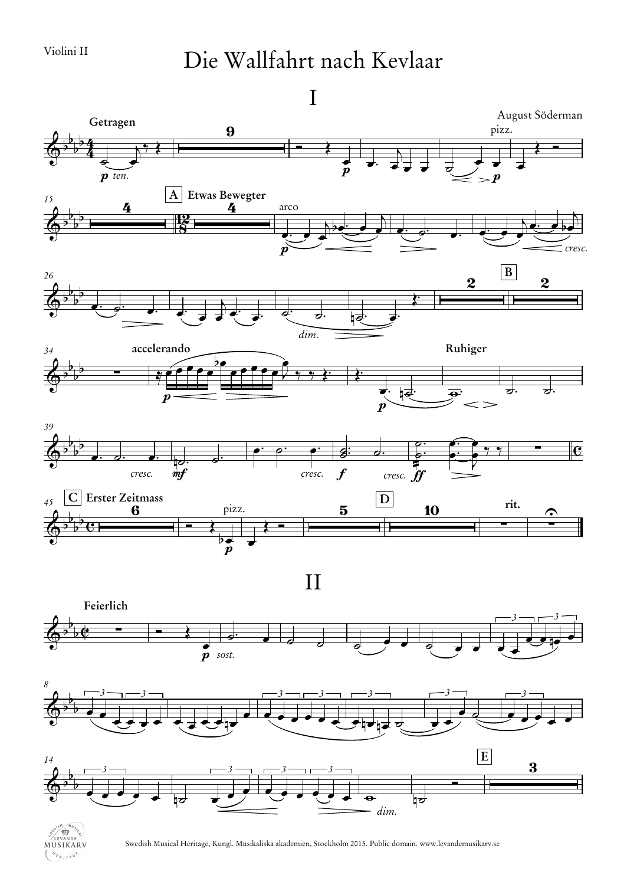Violini II

# Die Wallfahrt nach Kevlaar

## I

August Söderman

## II

Swedish Musical Heritage, Kungl. Musikaliska akademien, Stockholm 2015. Public domain. www.levandemusikarv.se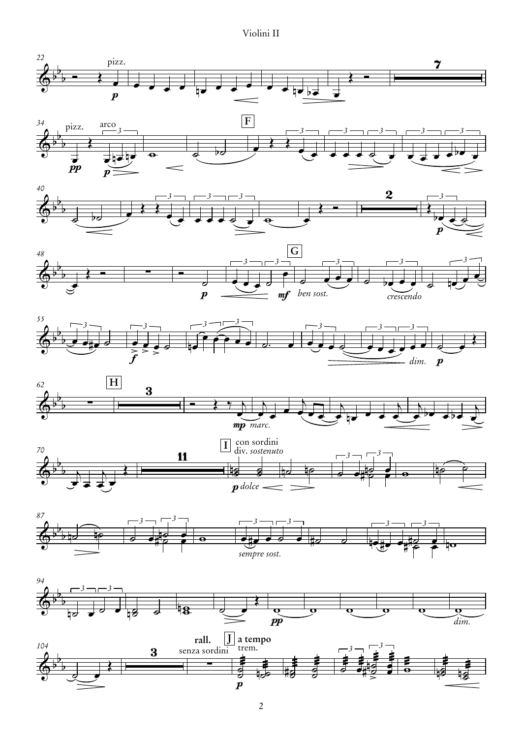# Violini II

22 pizz. *p*

34 pizz. *pp* arco *p* F

40

48 G *p* *mf* *ben sost.* *crescendo*

55 *f* *dim.* *p*

62 H *mp marc.*

70 I con sordini div. *sostenuto* *p dolce*

87 *sempre sost.*

94 *pp* *dim.*

104 rall. senza sordini J a tempo trem. *p*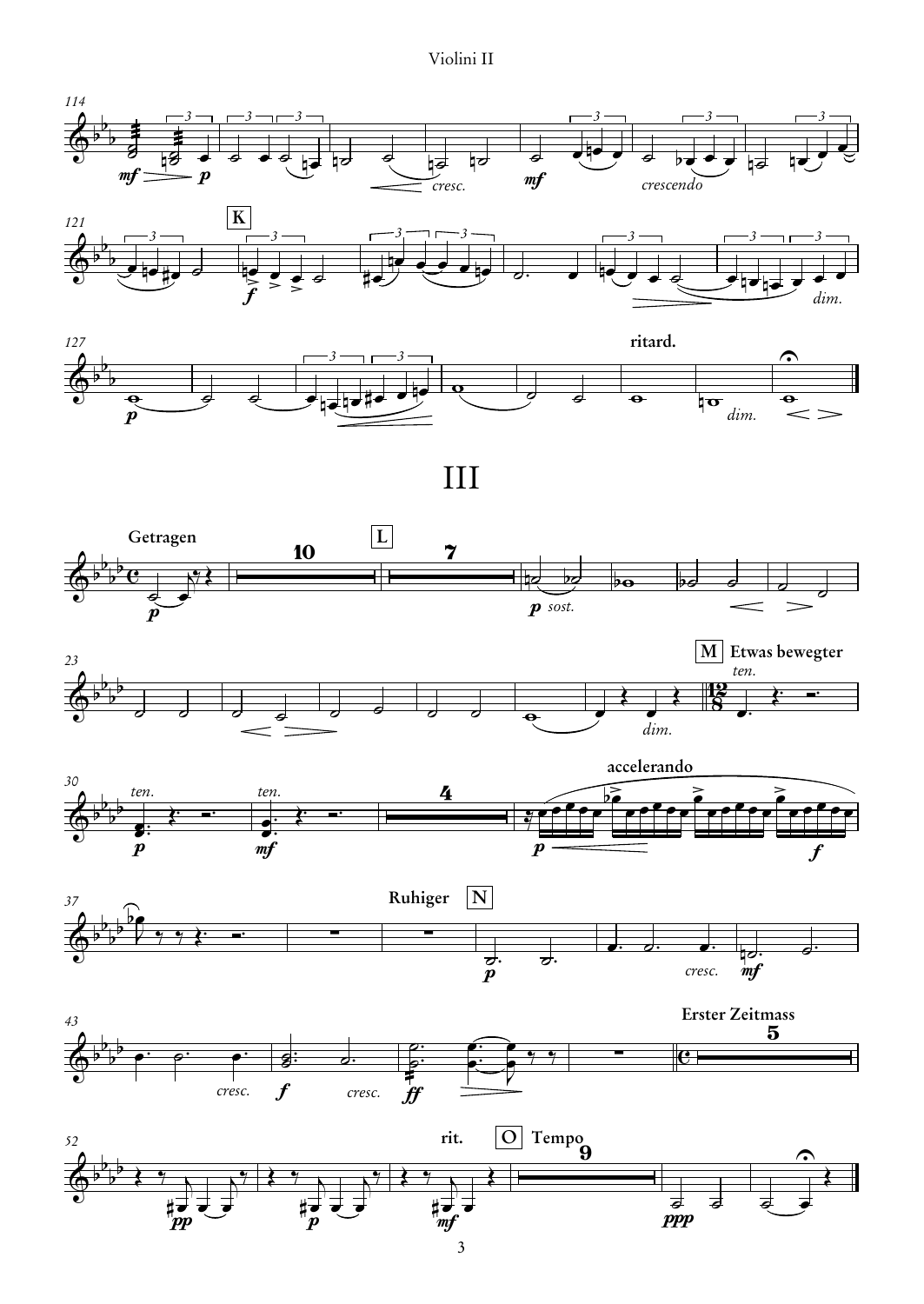# III